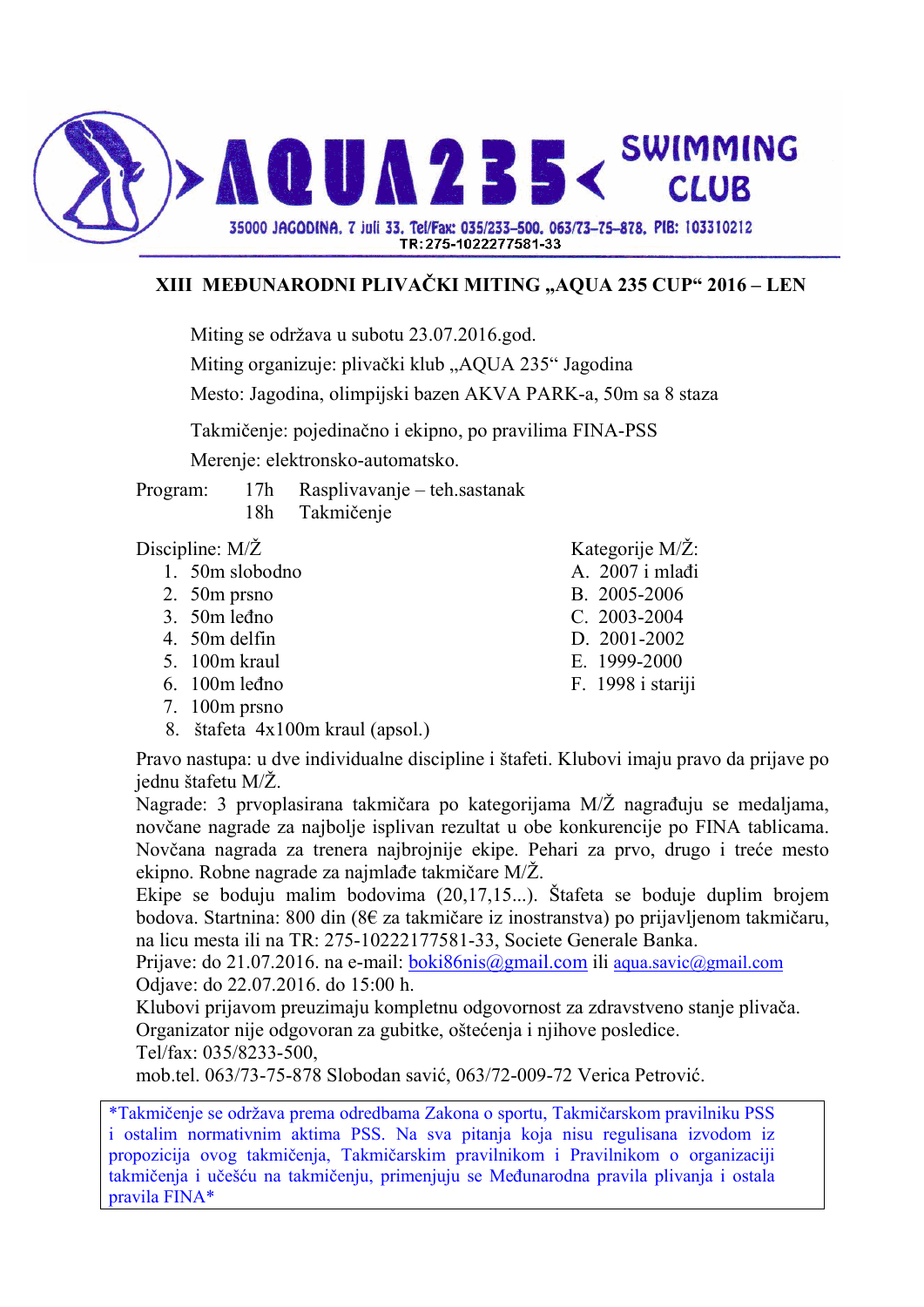**AQUA235 SWIMMING CLUB**

35000 JAGODINA, 7 juli 33, Tel/Fax: 035/233-500, 063/73-75-878, PIB: 103310212
TR:275-1022277581-33

## XIII MEĐUNARODNI PLIVAČKI MITING „AQUA 235 CUP“ 2016 – LEN

Miting se održava u subotu 23.07.2016.god.
Miting organizuje: plivački klub „AQUA 235“ Jagodina
Mesto: Jagodina, olimpijski bazen AKVA PARK-a, 50m sa 8 staza

Takmičenje: pojedinačno i ekipno, po pravilima FINA-PSS
Merenje: elektronsko-automatsko.

Program: 17h Rasplivavanje – teh.sastanak
18h Takmičenje

Discipline: M/Ž

1. 50m slobodno
2. 50m prsno
3. 50m leđno
4. 50m delfin
5. 100m kraul
6. 100m leđno
7. 100m prsno
8. štafeta 4x100m kraul (apsol.)

Kategorije M/Ž:

A. 2007 i mlađi
B. 2005-2006
C. 2003-2004
D. 2001-2002
E. 1999-2000
F. 1998 i stariji

Pravo nastupa: u dve individualne discipline i štafeti. Klubovi imaju pravo da prijave po jednu štafetu M/Ž.
Nagrade: 3 prvoplasirana takmičara po kategorijama M/Ž nagrađuju se medaljama, novčane nagrade za najbolje isplivan rezultat u obe konkurencije po FINA tablicama. Novčana nagrada za trenera najbrojnije ekipe. Pehari za prvo, drugo i treće mesto ekipno. Robne nagrade za najmlađe takmičare M/Ž.
Ekipe se boduju malim bodovima (20,17,15...). Štafeta se boduje duplim brojem bodova. Startnina: 800 din (8€ za takmičare iz inostranstva) po prijavljenom takmičaru, na licu mesta ili na TR: 275-10222177581-33, Societe Generale Banka.
Prijave: do 21.07.2016. na e-mail: boki86nis@gmail.com ili aqua.savic@gmail.com
Odjave: do 22.07.2016. do 15:00 h.
Klubovi prijavom preuzimaju kompletnu odgovornost za zdravstveno stanje plivača.
Organizator nije odgovoran za gubitke, oštećenja i njihove posledice.
Tel/fax: 035/8233-500,
mob.tel. 063/73-75-878 Slobodan savić, 063/72-009-72 Verica Petrović.

*Takmičenje se održava prema odredbama Zakona o sportu, Takmičarskom pravilniku PSS i ostalim normativnim aktima PSS. Na sva pitanja koja nisu regulisana izvodom iz propozicija ovog takmičenja, Takmičarskim pravilnikom i Pravilnikom o organizaciji takmičenja i učešću na takmičenju, primenjuju se Međunarodna pravila plivanja i ostala pravila FINA*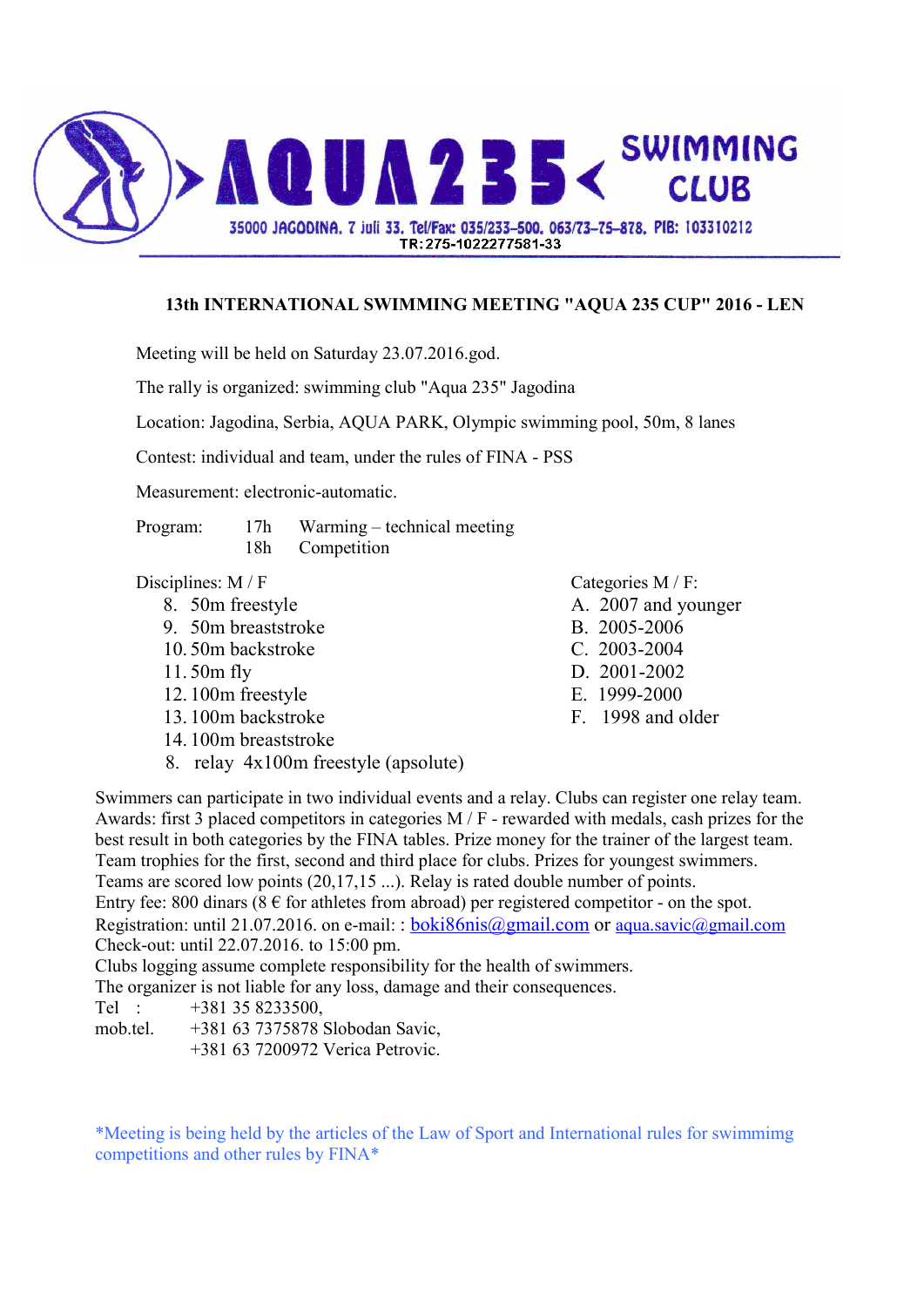**AQUA235 SWIMMING CLUB**

35000 JAGODINA, 7 juli 33, Tel/Fax: 035/233-500, 063/73-75-878, PIB: 103310212
TR:275-1022277581-33

### 13th INTERNATIONAL SWIMMING MEETING "AQUA 235 CUP" 2016 - LEN

Meeting will be held on Saturday 23.07.2016.god.

The rally is organized: swimming club "Aqua 235" Jagodina

Location: Jagodina, Serbia, AQUA PARK, Olympic swimming pool, 50m, 8 lanes

Contest: individual and team, under the rules of FINA - PSS

Measurement: electronic-automatic.

Program:
- 17h Warming – technical meeting
- 18h Competition

Disciplines: M / F

8. 50m freestyle
9. 50m breaststroke
10. 50m backstroke
11. 50m fly
12. 100m freestyle
13. 100m backstroke
14. 100m breaststroke
8. relay 4x100m freestyle (apsolute)

Categories M / F:

A. 2007 and younger
B. 2005-2006
C. 2003-2004
D. 2001-2002
E. 1999-2000
F. 1998 and older

Swimmers can participate in two individual events and a relay. Clubs can register one relay team.
Awards: first 3 placed competitors in categories M / F - rewarded with medals, cash prizes for the best result in both categories by the FINA tables. Prize money for the trainer of the largest team.
Team trophies for the first, second and third place for clubs. Prizes for youngest swimmers.
Teams are scored low points (20,17,15 ...). Relay is rated double number of points.
Entry fee: 800 dinars (8 € for athletes from abroad) per registered competitor - on the spot.
Registration: until 21.07.2016. on e-mail: : boki86nis@gmail.com or aqua.savic@gmail.com
Check-out: until 22.07.2016. to 15:00 pm.
Clubs logging assume complete responsibility for the health of swimmers.
The organizer is not liable for any loss, damage and their consequences.
Tel : +381 35 8233500,
mob.tel. +381 63 7375878 Slobodan Savic,
+381 63 7200972 Verica Petrovic.

*Meeting is being held by the articles of the Law of Sport and International rules for swimmimg competitions and other rules by FINA*